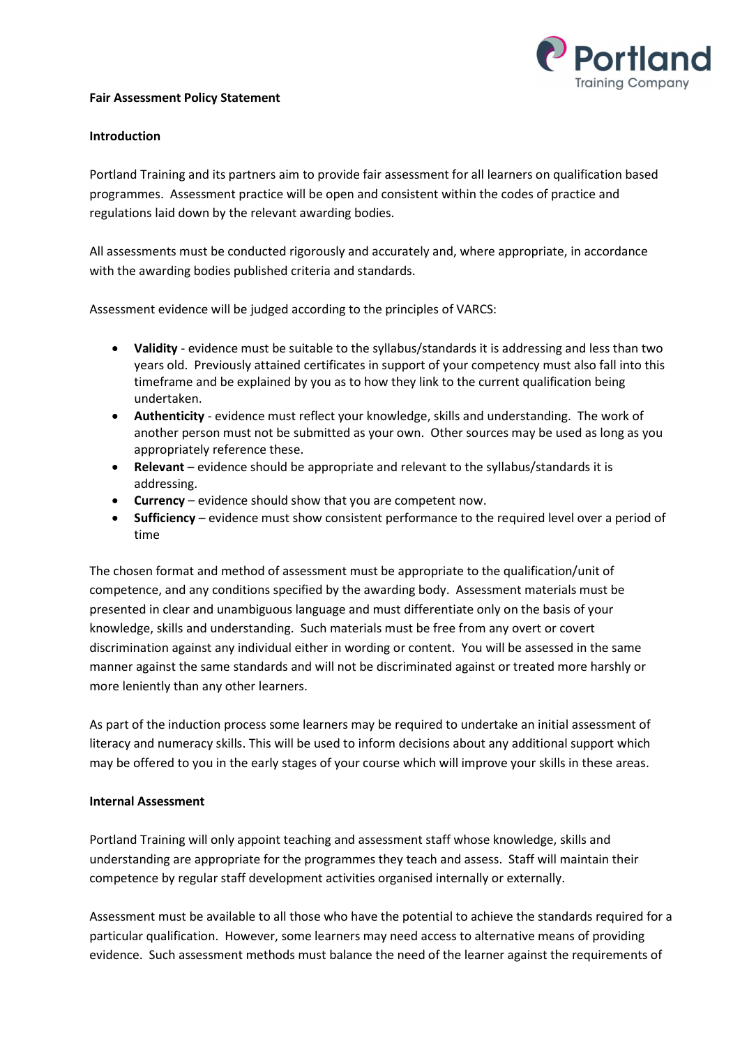**Fair Assessment Policy Statement**

**Introduction**

Portland Training and its partners aim to provide fair assessment for all learners on qualification based programmes. Assessment practice will be open and consistent within the codes of practice and regulations laid down by the relevant awarding bodies.

All assessments must be conducted rigorously and accurately and, where appropriate, in accordance with the awarding bodies published criteria and standards.

Assessment evidence will be judged according to the principles of VARCS:

- **Validity** - evidence must be suitable to the syllabus/standards it is addressing and less than two years old. Previously attained certificates in support of your competency must also fall into this timeframe and be explained by you as to how they link to the current qualification being undertaken.
- **Authenticity** - evidence must reflect your knowledge, skills and understanding. The work of another person must not be submitted as your own. Other sources may be used as long as you appropriately reference these.
- **Relevant** – evidence should be appropriate and relevant to the syllabus/standards it is addressing.
- **Currency** – evidence should show that you are competent now.
- **Sufficiency** – evidence must show consistent performance to the required level over a period of time

The chosen format and method of assessment must be appropriate to the qualification/unit of competence, and any conditions specified by the awarding body. Assessment materials must be presented in clear and unambiguous language and must differentiate only on the basis of your knowledge, skills and understanding. Such materials must be free from any overt or covert discrimination against any individual either in wording or content. You will be assessed in the same manner against the same standards and will not be discriminated against or treated more harshly or more leniently than any other learners.

As part of the induction process some learners may be required to undertake an initial assessment of literacy and numeracy skills. This will be used to inform decisions about any additional support which may be offered to you in the early stages of your course which will improve your skills in these areas.

**Internal Assessment**

Portland Training will only appoint teaching and assessment staff whose knowledge, skills and understanding are appropriate for the programmes they teach and assess. Staff will maintain their competence by regular staff development activities organised internally or externally.

Assessment must be available to all those who have the potential to achieve the standards required for a particular qualification. However, some learners may need access to alternative means of providing evidence. Such assessment methods must balance the need of the learner against the requirements of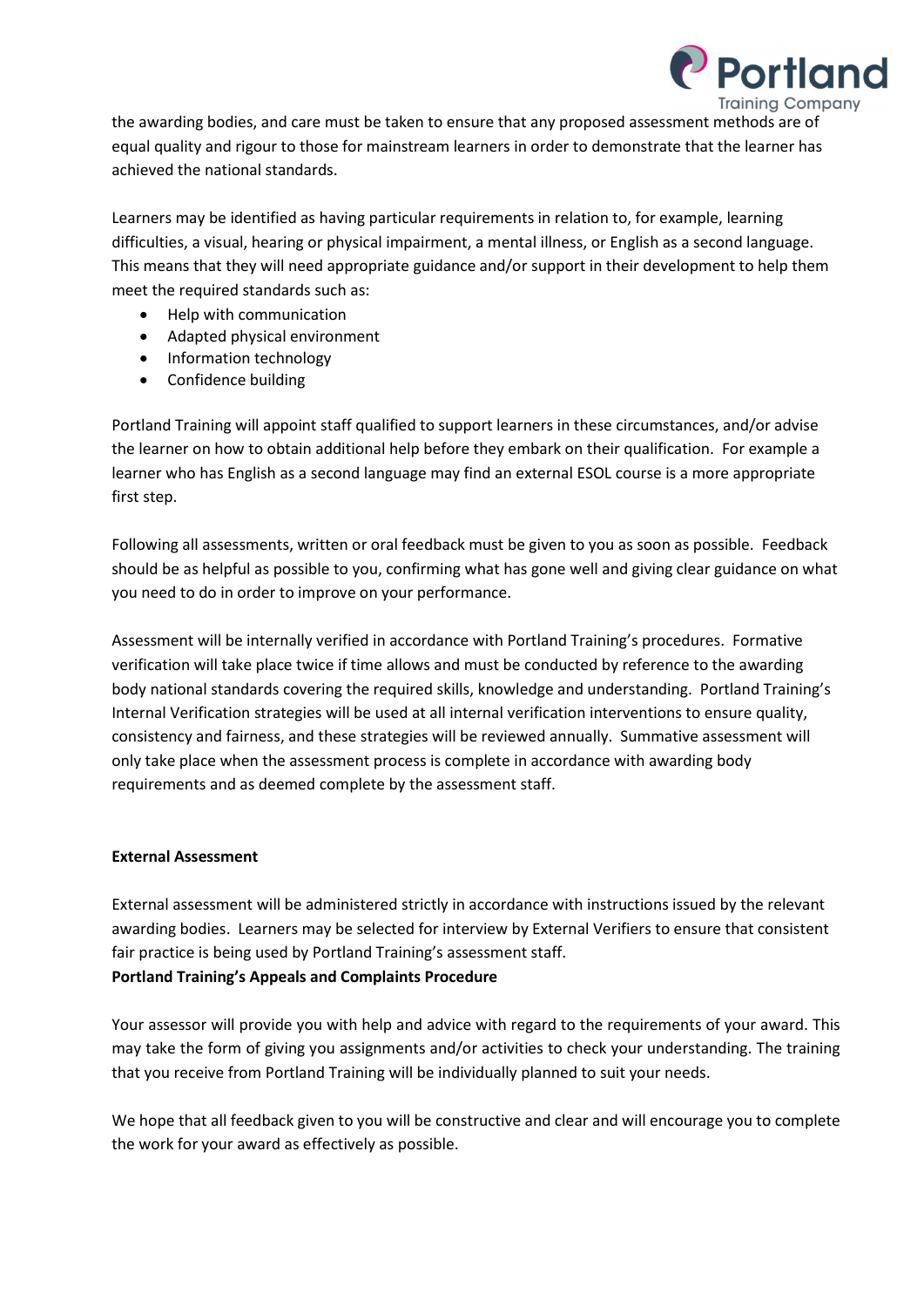the awarding bodies, and care must be taken to ensure that any proposed assessment methods are of equal quality and rigour to those for mainstream learners in order to demonstrate that the learner has achieved the national standards.

Learners may be identified as having particular requirements in relation to, for example, learning difficulties, a visual, hearing or physical impairment, a mental illness, or English as a second language. This means that they will need appropriate guidance and/or support in their development to help them meet the required standards such as:

- Help with communication
- Adapted physical environment
- Information technology
- Confidence building

Portland Training will appoint staff qualified to support learners in these circumstances, and/or advise the learner on how to obtain additional help before they embark on their qualification. For example a learner who has English as a second language may find an external ESOL course is a more appropriate first step.

Following all assessments, written or oral feedback must be given to you as soon as possible. Feedback should be as helpful as possible to you, confirming what has gone well and giving clear guidance on what you need to do in order to improve on your performance.

Assessment will be internally verified in accordance with Portland Training's procedures. Formative verification will take place twice if time allows and must be conducted by reference to the awarding body national standards covering the required skills, knowledge and understanding. Portland Training's Internal Verification strategies will be used at all internal verification interventions to ensure quality, consistency and fairness, and these strategies will be reviewed annually. Summative assessment will only take place when the assessment process is complete in accordance with awarding body requirements and as deemed complete by the assessment staff.

**External Assessment**

External assessment will be administered strictly in accordance with instructions issued by the relevant awarding bodies. Learners may be selected for interview by External Verifiers to ensure that consistent fair practice is being used by Portland Training's assessment staff.

**Portland Training's Appeals and Complaints Procedure**

Your assessor will provide you with help and advice with regard to the requirements of your award. This may take the form of giving you assignments and/or activities to check your understanding. The training that you receive from Portland Training will be individually planned to suit your needs.

We hope that all feedback given to you will be constructive and clear and will encourage you to complete the work for your award as effectively as possible.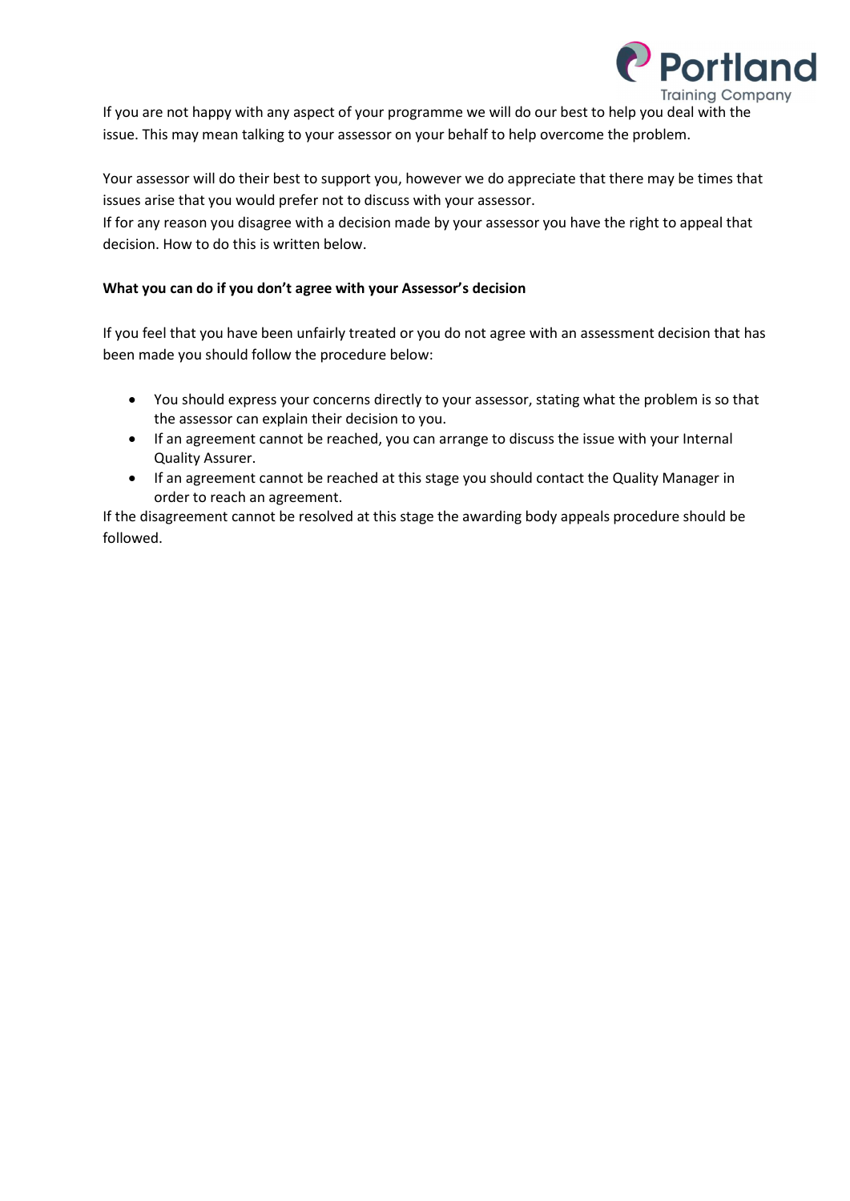If you are not happy with any aspect of your programme we will do our best to help you deal with the issue. This may mean talking to your assessor on your behalf to help overcome the problem.

Your assessor will do their best to support you, however we do appreciate that there may be times that issues arise that you would prefer not to discuss with your assessor.
If for any reason you disagree with a decision made by your assessor you have the right to appeal that decision. How to do this is written below.

**What you can do if you don't agree with your Assessor's decision**

If you feel that you have been unfairly treated or you do not agree with an assessment decision that has been made you should follow the procedure below:

- You should express your concerns directly to your assessor, stating what the problem is so that the assessor can explain their decision to you.
- If an agreement cannot be reached, you can arrange to discuss the issue with your Internal Quality Assurer.
- If an agreement cannot be reached at this stage you should contact the Quality Manager in order to reach an agreement.

If the disagreement cannot be resolved at this stage the awarding body appeals procedure should be followed.